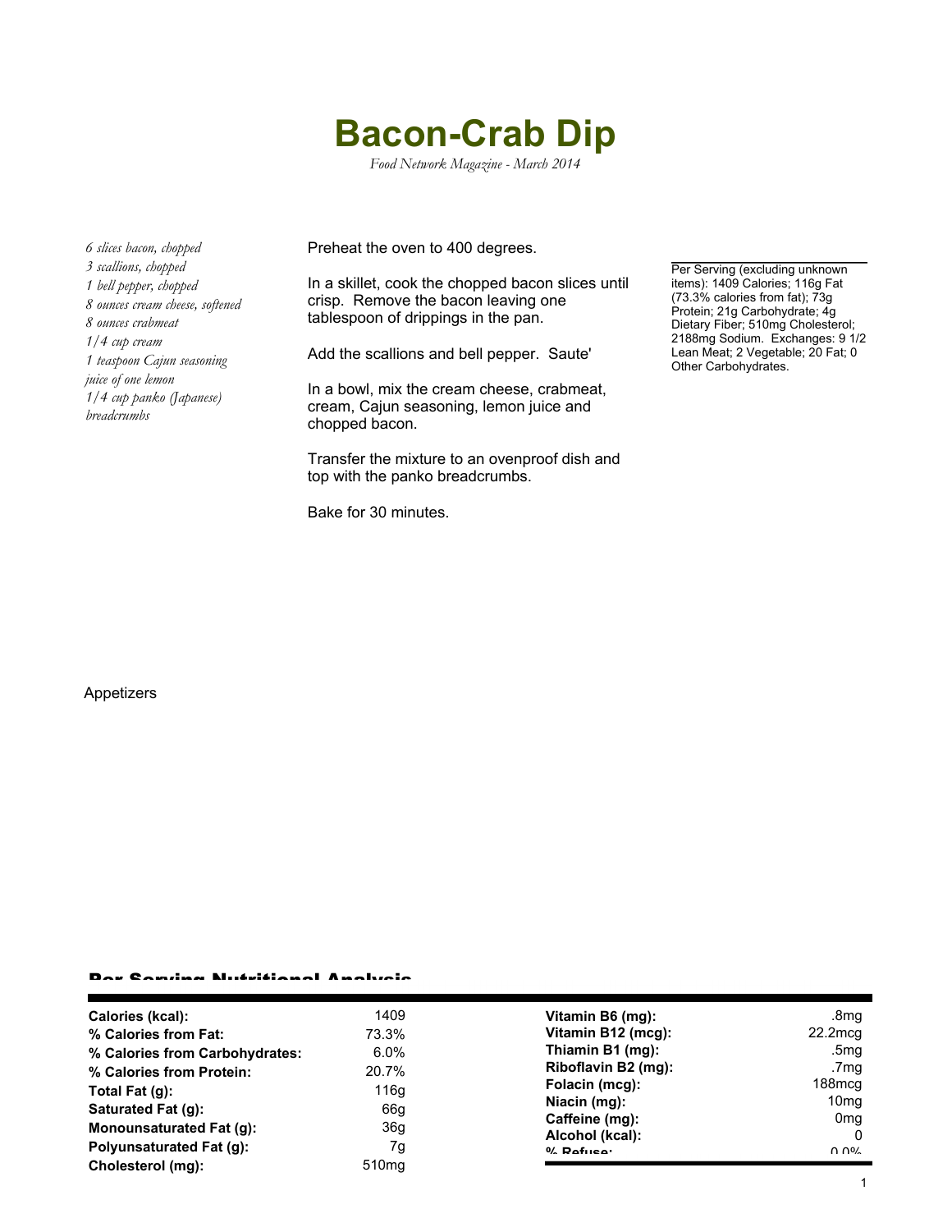# Bacon-Crab Dip

*Food Network Magazine - March 2014*

*6 slices bacon, chopped*
*3 scallions, chopped*
*1 bell pepper, chopped*
*8 ounces cream cheese, softened*
*8 ounces crabmeat*
*1/4 cup cream*
*1 teaspoon Cajun seasoning*
*juice of one lemon*
*1/4 cup panko (Japanese) breadcrumbs*

Preheat the oven to 400 degrees.

In a skillet, cook the chopped bacon slices until crisp. Remove the bacon leaving one tablespoon of drippings in the pan.

Add the scallions and bell pepper. Saute'

In a bowl, mix the cream cheese, crabmeat, cream, Cajun seasoning, lemon juice and chopped bacon.

Transfer the mixture to an ovenproof dish and top with the panko breadcrumbs.

Bake for 30 minutes.

Per Serving (excluding unknown items): 1409 Calories; 116g Fat (73.3% calories from fat); 73g Protein; 21g Carbohydrate; 4g Dietary Fiber; 510mg Cholesterol; 2188mg Sodium. Exchanges: 9 1/2 Lean Meat; 2 Vegetable; 20 Fat; 0 Other Carbohydrates.

Appetizers

## Per Serving Nutritional Analysis

| | | | |
|---|---|---|---|
| **Calories (kcal):** | 1409 | **Vitamin B6 (mg):** | .8mg |
| **% Calories from Fat:** | 73.3% | **Vitamin B12 (mcg):** | 22.2mcg |
| **% Calories from Carbohydrates:** | 6.0% | **Thiamin B1 (mg):** | .5mg |
| **% Calories from Protein:** | 20.7% | **Riboflavin B2 (mg):** | .7mg |
| **Total Fat (g):** | 116g | **Folacin (mcg):** | 188mcg |
| **Saturated Fat (g):** | 66g | **Niacin (mg):** | 10mg |
| **Monounsaturated Fat (g):** | 36g | **Caffeine (mg):** | 0mg |
| **Polyunsaturated Fat (g):** | 7g | **Alcohol (kcal):** | 0 |
| **Cholesterol (mg):** | 510mg | **% Refuse:** | 0.0% |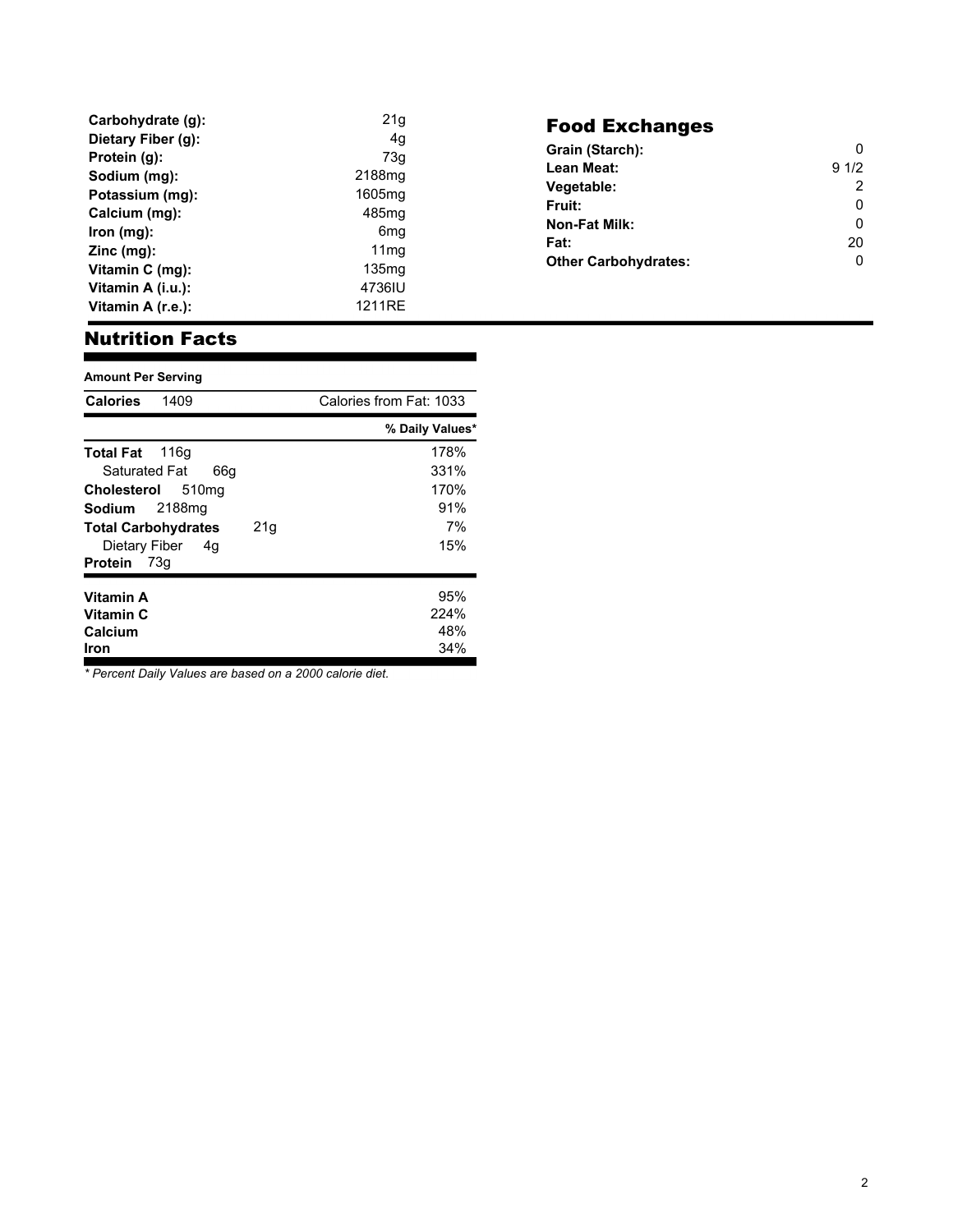| | |
|---|---|
| **Carbohydrate (g):** | 21g |
| **Dietary Fiber (g):** | 4g |
| **Protein (g):** | 73g |
| **Sodium (mg):** | 2188mg |
| **Potassium (mg):** | 1605mg |
| **Calcium (mg):** | 485mg |
| **Iron (mg):** | 6mg |
| **Zinc (mg):** | 11mg |
| **Vitamin C (mg):** | 135mg |
| **Vitamin A (i.u.):** | 4736IU |
| **Vitamin A (r.e.):** | 1211RE |

## Food Exchanges

| | |
|---|---|
| **Grain (Starch):** | 0 |
| **Lean Meat:** | 9 1/2 |
| **Vegetable:** | 2 |
| **Fruit:** | 0 |
| **Non-Fat Milk:** | 0 |
| **Fat:** | 20 |
| **Other Carbohydrates:** | 0 |

## Nutrition Facts

**Amount Per Serving**

| | |
|---|---|
| **Calories** 1409 | Calories from Fat: 1033 |
| | **% Daily Values*** |
| **Total Fat** 116g | 178% |
| Saturated Fat 66g | 331% |
| **Cholesterol** 510mg | 170% |
| **Sodium** 2188mg | 91% |
| **Total Carbohydrates** 21g | 7% |
| Dietary Fiber 4g | 15% |
| **Protein** 73g | |
| **Vitamin A** | 95% |
| **Vitamin C** | 224% |
| **Calcium** | 48% |
| **Iron** | 34% |

*\* Percent Daily Values are based on a 2000 calorie diet.*